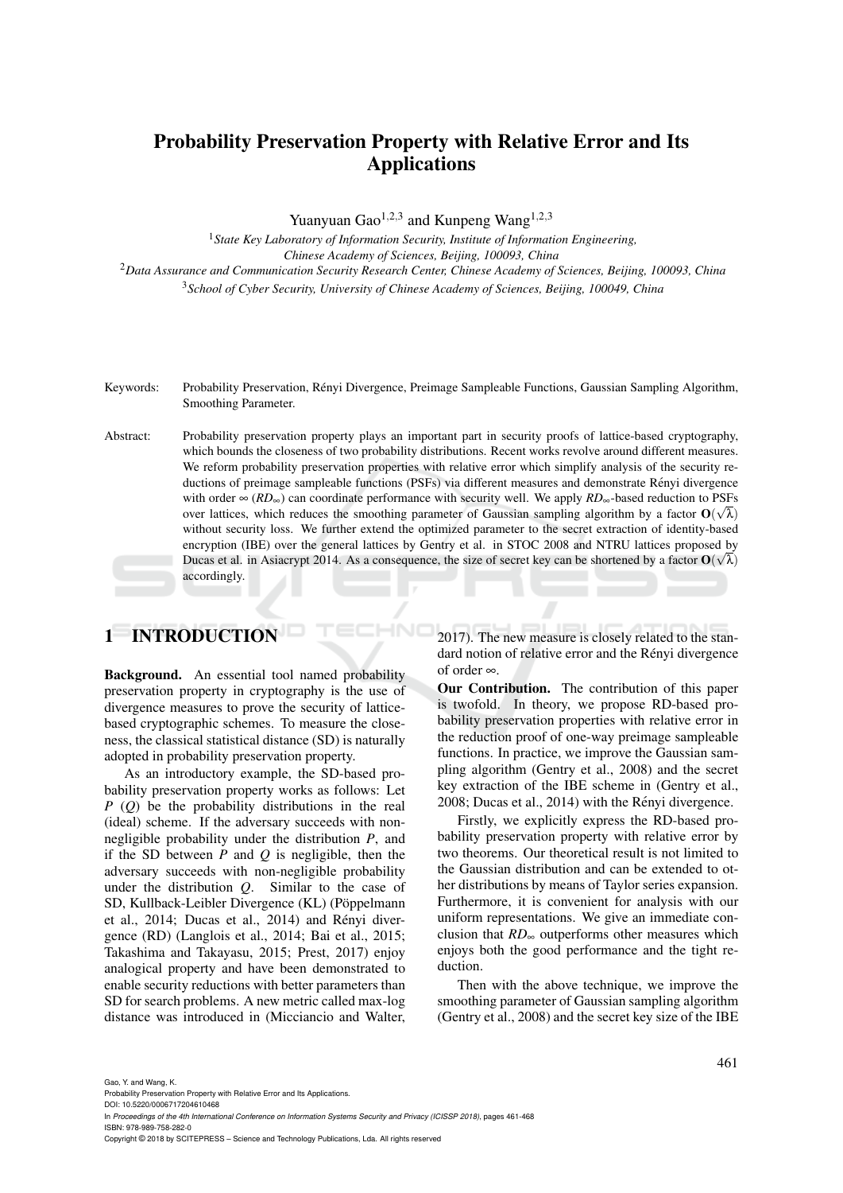# Probability Preservation Property with Relative Error and Its Applications

Yuanyuan Gao[1,2,3] and Kunpeng Wang[1,2,3]

[1] *State Key Laboratory of Information Security, Institute of Information Engineering, Chinese Academy of Sciences, Beijing, 100093, China*
[2] *Data Assurance and Communication Security Research Center, Chinese Academy of Sciences, Beijing, 100093, China*
[3] *School of Cyber Security, University of Chinese Academy of Sciences, Beijing, 100049, China*

Keywords: Probability Preservation, Rényi Divergence, Preimage Sampleable Functions, Gaussian Sampling Algorithm, Smoothing Parameter.

Abstract: Probability preservation property plays an important part in security proofs of lattice-based cryptography, which bounds the closeness of two probability distributions. Recent works revolve around different measures. We reform probability preservation properties with relative error which simplify analysis of the security reductions of preimage sampleable functions (PSFs) via different measures and demonstrate Rényi divergence with order $\infty$ ($RD_\infty$) can coordinate performance with security well. We apply $RD_\infty$-based reduction to PSFs over lattices, which reduces the smoothing parameter of Gaussian sampling algorithm by a factor $\mathbf{O}(\sqrt{\lambda})$ without security loss. We further extend the optimized parameter to the secret extraction of identity-based encryption (IBE) over the general lattices by Gentry et al. in STOC 2008 and NTRU lattices proposed by Ducas et al. in Asiacrypt 2014. As a consequence, the size of secret key can be shortened by a factor $\mathbf{O}(\sqrt{\lambda})$ accordingly.

## 1 INTRODUCTION

**Background.** An essential tool named probability preservation property in cryptography is the use of divergence measures to prove the security of lattice-based cryptographic schemes. To measure the closeness, the classical statistical distance (SD) is naturally adopted in probability preservation property.

As an introductory example, the SD-based probability preservation property works as follows: Let $P$ ($Q$) be the probability distributions in the real (ideal) scheme. If the adversary succeeds with non-negligible probability under the distribution $P$, and if the SD between $P$ and $Q$ is negligible, then the adversary succeeds with non-negligible probability under the distribution $Q$. Similar to the case of SD, Kullback-Leibler Divergence (KL) (Pöppelmann et al., 2014; Ducas et al., 2014) and Rényi divergence (RD) (Langlois et al., 2014; Bai et al., 2015; Takashima and Takayasu, 2015; Prest, 2017) enjoy analogical property and have been demonstrated to enable security reductions with better parameters than SD for search problems. A new metric called max-log distance was introduced in (Micciancio and Walter, 2017). The new measure is closely related to the standard notion of relative error and the Rényi divergence of order $\infty$.

**Our Contribution.** The contribution of this paper is twofold. In theory, we propose RD-based probability preservation properties with relative error in the reduction proof of one-way preimage sampleable functions. In practice, we improve the Gaussian sampling algorithm (Gentry et al., 2008) and the secret key extraction of the IBE scheme in (Gentry et al., 2008; Ducas et al., 2014) with the Rényi divergence.

Firstly, we explicitly express the RD-based probability preservation property with relative error by two theorems. Our theoretical result is not limited to the Gaussian distribution and can be extended to other distributions by means of Taylor series expansion. Furthermore, it is convenient for analysis with our uniform representations. We give an immediate conclusion that $RD_\infty$ outperforms other measures which enjoys both the good performance and the tight reduction.

Then with the above technique, we improve the smoothing parameter of Gaussian sampling algorithm (Gentry et al., 2008) and the secret key size of the IBE

Gao, Y. and Wang, K.
Probability Preservation Property with Relative Error and Its Applications.
DOI: 10.5220/0006717204610468
In *Proceedings of the 4th International Conference on Information Systems Security and Privacy (ICISSP 2018)*, pages 461-468
ISBN: 978-989-758-282-0
Copyright © 2018 by SCITEPRESS – Science and Technology Publications, Lda. All rights reserved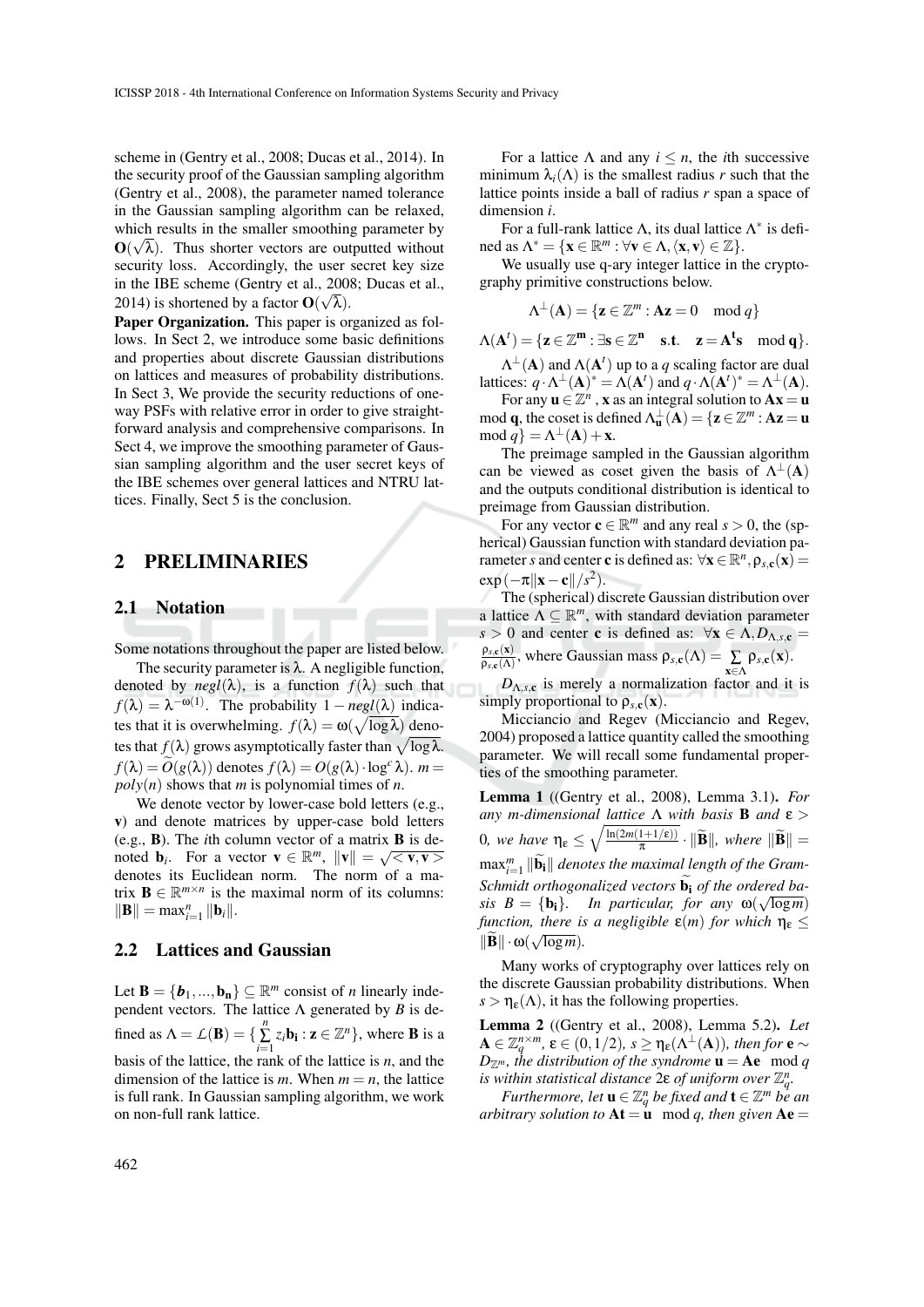scheme in (Gentry et al., 2008; Ducas et al., 2014). In the security proof of the Gaussian sampling algorithm (Gentry et al., 2008), the parameter named tolerance in the Gaussian sampling algorithm can be relaxed, which results in the smaller smoothing parameter by $\mathbf{O}(\sqrt{\lambda})$. Thus shorter vectors are outputted without security loss. Accordingly, the user secret key size in the IBE scheme (Gentry et al., 2008; Ducas et al., 2014) is shortened by a factor $\mathbf{O}(\sqrt{\lambda})$.

**Paper Organization.** This paper is organized as follows. In Sect 2, we introduce some basic definitions and properties about discrete Gaussian distributions on lattices and measures of probability distributions. In Sect 3, We provide the security reductions of one-way PSFs with relative error in order to give straightforward analysis and comprehensive comparisons. In Sect 4, we improve the smoothing parameter of Gaussian sampling algorithm and the user secret keys of the IBE schemes over general lattices and NTRU lattices. Finally, Sect 5 is the conclusion.

## 2 PRELIMINARIES

### 2.1 Notation

Some notations throughout the paper are listed below.

The security parameter is $\lambda$. A negligible function, denoted by $negl(\lambda)$, is a function $f(\lambda)$ such that $f(\lambda) = \lambda^{-\omega(1)}$. The probability $1 - negl(\lambda)$ indicates that it is overwhelming. $f(\lambda) = \omega(\sqrt{\log \lambda})$ denotes that $f(\lambda)$ grows asymptotically faster than $\sqrt{\log \lambda}$. $f(\lambda) = \widetilde{O}(g(\lambda))$ denotes $f(\lambda) = O(g(\lambda) \cdot \log^c \lambda)$. $m = poly(n)$ shows that $m$ is polynomial times of $n$.

We denote vector by lower-case bold letters (e.g., $\mathbf{v}$) and denote matrices by upper-case bold letters (e.g., $\mathbf{B}$). The $i$th column vector of a matrix $\mathbf{B}$ is denoted $\mathbf{b}_i$. For a vector $\mathbf{v} \in \mathbb{R}^m$, $\|\mathbf{v}\| = \sqrt{<\mathbf{v}, \mathbf{v}>}$ denotes its Euclidean norm. The norm of a matrix $\mathbf{B} \in \mathbb{R}^{m \times n}$ is the maximal norm of its columns: $\|\mathbf{B}\| = \max_{i=1}^{n} \|\mathbf{b}_i\|$.

### 2.2 Lattices and Gaussian

Let $\mathbf{B} = \{\boldsymbol{b}_1, ..., \mathbf{b_n}\} \subseteq \mathbb{R}^m$ consist of $n$ linearly independent vectors. The lattice $\Lambda$ generated by $B$ is defined as $\Lambda = \mathcal{L}(\mathbf{B}) = \{\sum_{i=1}^{n} z_i \mathbf{b_i} : \mathbf{z} \in \mathbb{Z}^n\}$, where $\mathbf{B}$ is a basis of the lattice, the rank of the lattice is $n$, and the dimension of the lattice is $m$. When $m = n$, the lattice is full rank. In Gaussian sampling algorithm, we work on non-full rank lattice.

For a lattice $\Lambda$ and any $i \leq n$, the $i$th successive minimum $\lambda_i(\Lambda)$ is the smallest radius $r$ such that the lattice points inside a ball of radius $r$ span a space of dimension $i$.

For a full-rank lattice $\Lambda$, its dual lattice $\Lambda^*$ is defined as $\Lambda^* = \{\mathbf{x} \in \mathbb{R}^m : \forall \mathbf{v} \in \Lambda, \langle \mathbf{x}, \mathbf{v} \rangle \in \mathbb{Z}\}$.

We usually use q-ary integer lattice in the cryptography primitive constructions below.

$$\Lambda^{\perp}(\mathbf{A}) = \{\mathbf{z} \in \mathbb{Z}^m : \mathbf{A}\mathbf{z} = 0 \mod q\}$$

$$\Lambda(\mathbf{A}^t) = \{\mathbf{z} \in \mathbb{Z}^{\mathbf{m}} : \exists \mathbf{s} \in \mathbb{Z}^{\mathbf{n}} \quad \mathbf{s.t.} \quad \mathbf{z} = \mathbf{A^t s} \mod \mathbf{q}\}.$$

$\Lambda^{\perp}(\mathbf{A})$ and $\Lambda(\mathbf{A}^t)$ up to a $q$ scaling factor are dual lattices: $q \cdot \Lambda^{\perp}(\mathbf{A})^* = \Lambda(\mathbf{A}^t)$ and $q \cdot \Lambda(\mathbf{A}^t)^* = \Lambda^{\perp}(\mathbf{A})$.

For any $\mathbf{u} \in \mathbb{Z}^n$, $\mathbf{x}$ as an integral solution to $\mathbf{A}\mathbf{x} = \mathbf{u}$ mod $\mathbf{q}$, the coset is defined $\Lambda_{\mathbf{u}}^{\perp}(\mathbf{A}) = \{\mathbf{z} \in \mathbb{Z}^m : \mathbf{A}\mathbf{z} = \mathbf{u} \mod q\} = \Lambda^{\perp}(\mathbf{A}) + \mathbf{x}$.

The preimage sampled in the Gaussian algorithm can be viewed as coset given the basis of $\Lambda^{\perp}(\mathbf{A})$ and the outputs conditional distribution is identical to preimage from Gaussian distribution.

For any vector $\mathbf{c} \in \mathbb{R}^m$ and any real $s > 0$, the (spherical) Gaussian function with standard deviation parameter $s$ and center $\mathbf{c}$ is defined as: $\forall \mathbf{x} \in \mathbb{R}^n, \rho_{s,\mathbf{c}}(\mathbf{x}) = \exp(-\pi \|\mathbf{x} - \mathbf{c}\| / s^2)$.

The (spherical) discrete Gaussian distribution over a lattice $\Lambda \subseteq \mathbb{R}^m$, with standard deviation parameter $s > 0$ and center $\mathbf{c}$ is defined as: $\forall \mathbf{x} \in \Lambda, D_{\Lambda,s,\mathbf{c}} = \frac{\rho_{s,\mathbf{c}}(\mathbf{x})}{\rho_{s,\mathbf{c}}(\Lambda)}$, where Gaussian mass $\rho_{s,\mathbf{c}}(\Lambda) = \sum_{\mathbf{x} \in \Lambda} \rho_{s,\mathbf{c}}(\mathbf{x})$.

$D_{\Lambda,s,\mathbf{c}}$ is merely a normalization factor and it is simply proportional to $\rho_{s,\mathbf{c}}(\mathbf{x})$.

Micciancio and Regev (Micciancio and Regev, 2004) proposed a lattice quantity called the smoothing parameter. We will recall some fundamental properties of the smoothing parameter.

**Lemma 1** ((Gentry et al., 2008), Lemma 3.1). *For any $m$-dimensional lattice $\Lambda$ with basis $\mathbf{B}$ and $\varepsilon > 0$, we have $\eta_\varepsilon \leq \sqrt{\frac{\ln(2m(1+1/\varepsilon))}{\pi}} \cdot \|\widetilde{\mathbf{B}}\|$, where $\|\widetilde{\mathbf{B}}\| = \max_{i=1}^{m} \|\widetilde{\mathbf{b_i}}\|$ denotes the maximal length of the Gram-Schmidt orthogonalized vectors $\widetilde{\mathbf{b_i}}$ of the ordered basis $B = \{\mathbf{b_i}\}$. In particular, for any $\omega(\sqrt{\log m})$ function, there is a negligible $\varepsilon(m)$ for which $\eta_\varepsilon \leq \|\widetilde{\mathbf{B}}\| \cdot \omega(\sqrt{\log m})$.*

Many works of cryptography over lattices rely on the discrete Gaussian probability distributions. When $s > \eta_\varepsilon(\Lambda)$, it has the following properties.

**Lemma 2** ((Gentry et al., 2008), Lemma 5.2). *Let $\mathbf{A} \in \mathbb{Z}_q^{n \times m}$, $\varepsilon \in (0, 1/2)$, $s \geq \eta_\varepsilon(\Lambda^{\perp}(\mathbf{A}))$, then for $\mathbf{e} \sim D_{\mathbb{Z}^m}$, the distribution of the syndrome $\mathbf{u} = \mathbf{A}\mathbf{e} \mod q$ is within statistical distance $2\varepsilon$ of uniform over $\mathbb{Z}_q^n$.*

*Furthermore, let $\mathbf{u} \in \mathbb{Z}_q^n$ be fixed and $\mathbf{t} \in \mathbb{Z}^m$ be an arbitrary solution to $\mathbf{A}\mathbf{t} = \mathbf{u} \mod q$, then given $\mathbf{A}\mathbf{e} =$*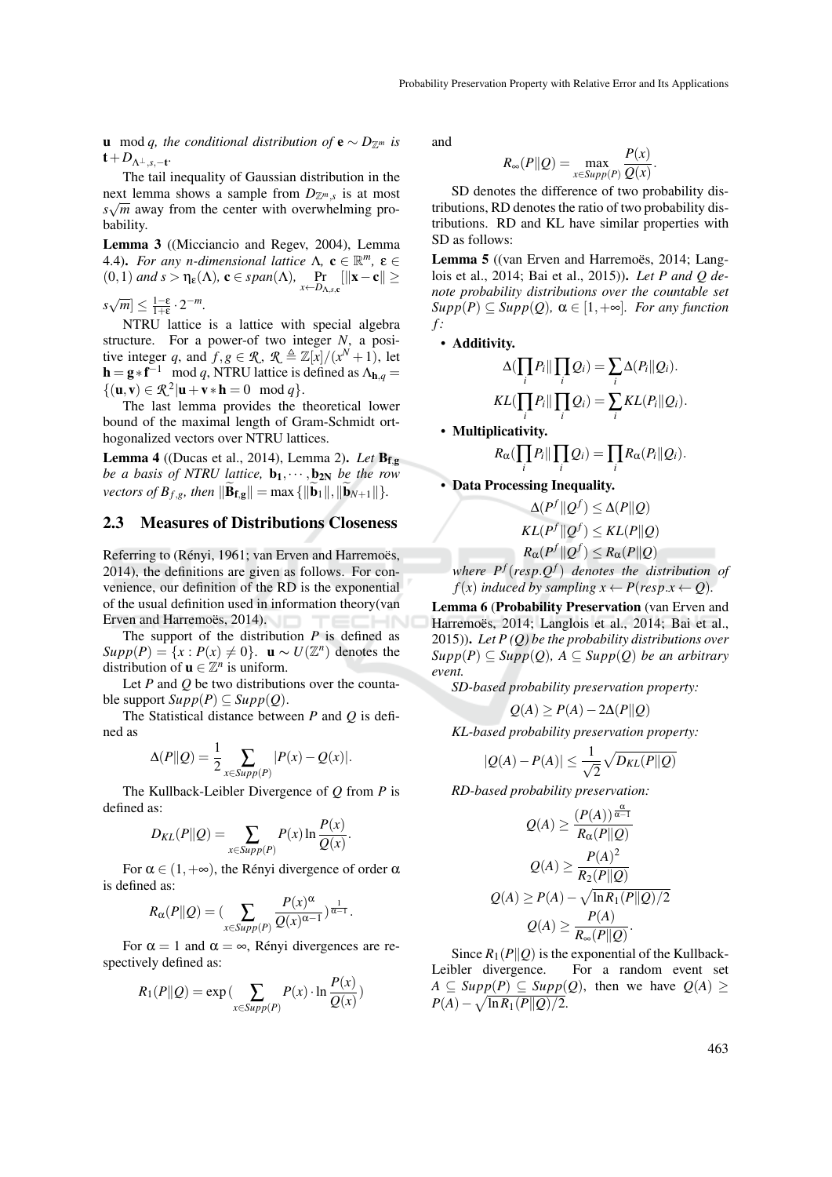$\mathbf{u} \mod q$, *the conditional distribution of* $\mathbf{e} \sim D_{\mathbb{Z}^m}$ *is* $\mathbf{t} + D_{\Lambda^\perp, s, -\mathbf{t}}$.

The tail inequality of Gaussian distribution in the next lemma shows a sample from $D_{\mathbb{Z}^m,s}$ is at most $s\sqrt{m}$ away from the center with overwhelming probability.

**Lemma 3** ((Micciancio and Regev, 2004), Lemma 4.4)**.** *For any n-dimensional lattice* $\Lambda$, $\mathbf{c} \in \mathbb{R}^m$, $\varepsilon \in (0,1)$ *and* $s > \eta_\varepsilon(\Lambda)$, $\mathbf{c} \in span(\Lambda)$, $\Pr_{x \leftarrow D_{\Lambda,s,\mathbf{c}}}[\|\mathbf{x} - \mathbf{c}\| \geq s\sqrt{m}] \leq \frac{1-\varepsilon}{1+\varepsilon} \cdot 2^{-m}$.

NTRU lattice is a lattice with special algebra structure. For a power-of two integer $N$, a positive integer $q$, and $f, g \in \mathcal{R}$, $\mathcal{R} \triangleq \mathbb{Z}[x]/(x^N + 1)$, let $\mathbf{h} = \mathbf{g} * \mathbf{f}^{-1} \mod q$, NTRU lattice is defined as $\Lambda_{\mathbf{h},q} = \{(\mathbf{u}, \mathbf{v}) \in \mathcal{R}^2 | \mathbf{u} + \mathbf{v} * \mathbf{h} = 0 \mod q\}$.

The last lemma provides the theoretical lower bound of the maximal length of Gram-Schmidt orthogonalized vectors over NTRU lattices.

**Lemma 4** ((Ducas et al., 2014), Lemma 2)**.** *Let* $\mathbf{B}_{\mathbf{f},\mathbf{g}}$ *be a basis of NTRU lattice,* $\mathbf{b_1}, \cdots, \mathbf{b_{2N}}$ *be the row vectors of* $B_{f,g}$*, then* $\|\widetilde{\mathbf{B}}_{\mathbf{f},\mathbf{g}}\| = \max\{\|\widetilde{\mathbf{b}}_1\|, \|\widetilde{\mathbf{b}}_{N+1}\|\}$.

## 2.3 Measures of Distributions Closeness

Referring to (Rényi, 1961; van Erven and Harremoës, 2014), the definitions are given as follows. For convenience, our definition of the RD is the exponential of the usual definition used in information theory(van Erven and Harremoës, 2014).

The support of the distribution $P$ is defined as $Supp(P) = \{x : P(x) \neq 0\}$. $\mathbf{u} \sim U(\mathbb{Z}^n)$ denotes the distribution of $\mathbf{u} \in \mathbb{Z}^n$ is uniform.

Let $P$ and $Q$ be two distributions over the countable support $Supp(P) \subseteq Supp(Q)$.

The Statistical distance between $P$ and $Q$ is defined as

$$\Delta(P\|Q) = \frac{1}{2} \sum_{x \in Supp(P)} |P(x) - Q(x)|.$$

The Kullback-Leibler Divergence of $Q$ from $P$ is defined as:

$$D_{KL}(P\|Q) = \sum_{x \in Supp(P)} P(x) \ln \frac{P(x)}{Q(x)}.$$

For $\alpha \in (1, +\infty)$, the Rényi divergence of order $\alpha$ is defined as:

$$R_\alpha(P\|Q) = \Big(\sum_{x \in Supp(P)} \frac{P(x)^\alpha}{Q(x)^{\alpha-1}}\Big)^{\frac{1}{\alpha-1}}.$$

For $\alpha = 1$ and $\alpha = \infty$, Rényi divergences are respectively defined as:

$$R_1(P\|Q) = \exp\Big(\sum_{x \in Supp(P)} P(x) \cdot \ln \frac{P(x)}{Q(x)}\Big)$$

and

$$R_\infty(P\|Q) = \max_{x \in Supp(P)} \frac{P(x)}{Q(x)}.$$

SD denotes the difference of two probability distributions, RD denotes the ratio of two probability distributions. RD and KL have similar properties with SD as follows:

**Lemma 5** ((van Erven and Harremoës, 2014; Langlois et al., 2014; Bai et al., 2015))**.** *Let P and Q denote probability distributions over the countable set* $Supp(P) \subseteq Supp(Q)$, $\alpha \in [1, +\infty]$*. For any function* $f$*:*

- **Additivity.**
$$\Delta\Big(\prod_i P_i \Big\| \prod_i Q_i\Big) = \sum_i \Delta(P_i\|Q_i).$$
$$KL\Big(\prod_i P_i \Big\| \prod_i Q_i\Big) = \sum_i KL(P_i\|Q_i).$$
- **Multiplicativity.**
$$R_\alpha\Big(\prod_i P_i \Big\| \prod_i Q_i\Big) = \prod_i R_\alpha(P_i\|Q_i).$$
- **Data Processing Inequality.**
$$\Delta(P^f\|Q^f) \leq \Delta(P\|Q)$$
$$KL(P^f\|Q^f) \leq KL(P\|Q)$$
$$R_\alpha(P^f\|Q^f) \leq R_\alpha(P\|Q)$$
*where* $P^f(resp. Q^f)$ *denotes the distribution of* $f(x)$ *induced by sampling* $x \leftarrow P(resp. x \leftarrow Q)$.

**Lemma 6** (**Probability Preservation** (van Erven and Harremoës, 2014; Langlois et al., 2014; Bai et al., 2015))**.** *Let* $P$ $(Q)$ *be the probability distributions over* $Supp(P) \subseteq Supp(Q)$, $A \subseteq Supp(Q)$ *be an arbitrary event.*

*SD-based probability preservation property:*

$$Q(A) \geq P(A) - 2\Delta(P\|Q)$$

*KL-based probability preservation property:*

$$|Q(A) - P(A)| \leq \frac{1}{\sqrt{2}} \sqrt{D_{KL}(P\|Q)}$$

*RD-based probability preservation:*

$$Q(A) \geq \frac{(P(A))^{\frac{\alpha}{\alpha-1}}}{R_\alpha(P\|Q)}$$

$$Q(A) \geq \frac{P(A)^2}{R_2(P\|Q)}$$

$$Q(A) \geq P(A) - \sqrt{\ln R_1(P\|Q)/2}$$

$$Q(A) \geq \frac{P(A)}{R_\infty(P\|Q)}.$$

Since $R_1(P\|Q)$ is the exponential of the Kullback-Leibler divergence. For a random event set $A \subseteq Supp(P) \subseteq Supp(Q)$, then we have $Q(A) \geq P(A) - \sqrt{\ln R_1(P\|Q)/2}$.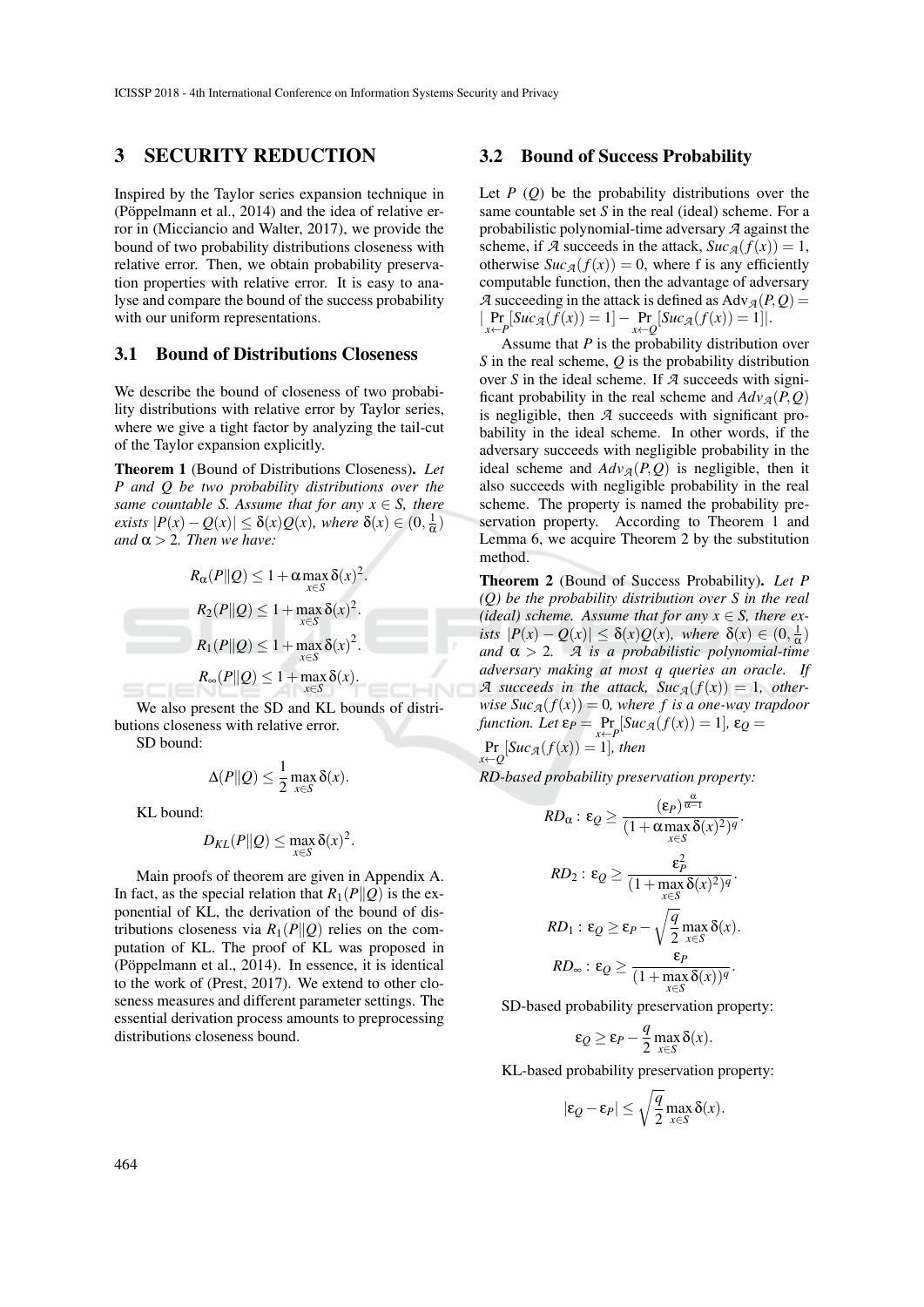## 3 SECURITY REDUCTION

Inspired by the Taylor series expansion technique in (Pöppelmann et al., 2014) and the idea of relative error in (Micciancio and Walter, 2017), we provide the bound of two probability distributions closeness with relative error. Then, we obtain probability preservation properties with relative error. It is easy to analyse and compare the bound of the success probability with our uniform representations.

### 3.1 Bound of Distributions Closeness

We describe the bound of closeness of two probability distributions with relative error by Taylor series, where we give a tight factor by analyzing the tail-cut of the Taylor expansion explicitly.

**Theorem 1** (Bound of Distributions Closeness). *Let $P$ and $Q$ be two probability distributions over the same countable $S$. Assume that for any $x \in S$, there exists $|P(x) - Q(x)| \leq \delta(x)Q(x)$, where $\delta(x) \in (0, \frac{1}{\alpha})$ and $\alpha > 2$. Then we have:*

$$R_\alpha(P\|Q) \leq 1 + \alpha \max_{x\in S} \delta(x)^2.$$

$$R_2(P\|Q) \leq 1 + \max_{x\in S} \delta(x)^2.$$

$$R_1(P\|Q) \leq 1 + \max_{x\in S} \delta(x)^2.$$

$$R_\infty(P\|Q) \leq 1 + \max_{x\in S} \delta(x).$$

We also present the SD and KL bounds of distributions closeness with relative error.

SD bound:

$$\Delta(P\|Q) \leq \frac{1}{2} \max_{x\in S} \delta(x).$$

KL bound:

$$D_{KL}(P\|Q) \leq \max_{x\in S} \delta(x)^2.$$

Main proofs of theorem are given in Appendix A. In fact, as the special relation that $R_1(P\|Q)$ is the exponential of KL, the derivation of the bound of distributions closeness via $R_1(P\|Q)$ relies on the computation of KL. The proof of KL was proposed in (Pöppelmann et al., 2014). In essence, it is identical to the work of (Prest, 2017). We extend to other closeness measures and different parameter settings. The essential derivation process amounts to preprocessing distributions closeness bound.

### 3.2 Bound of Success Probability

Let $P$ ($Q$) be the probability distributions over the same countable set $S$ in the real (ideal) scheme. For a probabilistic polynomial-time adversary $\mathcal{A}$ against the scheme, if $\mathcal{A}$ succeeds in the attack, $Suc_{\mathcal{A}}(f(x)) = 1$, otherwise $Suc_{\mathcal{A}}(f(x)) = 0$, where f is any efficiently computable function, then the advantage of adversary $\mathcal{A}$ succeeding in the attack is defined as $\text{Adv}_{\mathcal{A}}(P,Q) = |\Pr_{x\leftarrow P}[Suc_{\mathcal{A}}(f(x)) = 1] - \Pr_{x\leftarrow Q}[Suc_{\mathcal{A}}(f(x)) = 1]|$.

Assume that $P$ is the probability distribution over $S$ in the real scheme, $Q$ is the probability distribution over $S$ in the ideal scheme. If $\mathcal{A}$ succeeds with significant probability in the real scheme and $Adv_{\mathcal{A}}(P,Q)$ is negligible, then $\mathcal{A}$ succeeds with significant probability in the ideal scheme. In other words, if the adversary succeeds with negligible probability in the ideal scheme and $Adv_{\mathcal{A}}(P,Q)$ is negligible, then it also succeeds with negligible probability in the real scheme. The property is named the probability preservation property. According to Theorem 1 and Lemma 6, we acquire Theorem 2 by the substitution method.

**Theorem 2** (Bound of Success Probability). *Let $P$ ($Q$) be the probability distribution over $S$ in the real (ideal) scheme. Assume that for any $x \in S$, there exists $|P(x) - Q(x)| \leq \delta(x)Q(x)$, where $\delta(x) \in (0, \frac{1}{\alpha})$ and $\alpha > 2$. $\mathcal{A}$ is a probabilistic polynomial-time adversary making at most $q$ queries an oracle. If $\mathcal{A}$ succeeds in the attack, $Suc_{\mathcal{A}}(f(x)) = 1$, otherwise $Suc_{\mathcal{A}}(f(x)) = 0$, where $f$ is a one-way trapdoor function. Let $\varepsilon_P = \Pr_{x\leftarrow P}[Suc_{\mathcal{A}}(f(x)) = 1]$, $\varepsilon_Q = \Pr_{x\leftarrow Q}[Suc_{\mathcal{A}}(f(x)) = 1]$, then*

*RD-based probability preservation property:*

$$RD_\alpha : \varepsilon_Q \geq \frac{(\varepsilon_P)^{\frac{\alpha}{\alpha-1}}}{(1 + \alpha \max_{x\in S} \delta(x)^2)^q}.$$

$$RD_2 : \varepsilon_Q \geq \frac{\varepsilon_P^2}{(1 + \max_{x\in S} \delta(x)^2)^q}.$$

$$RD_1 : \varepsilon_Q \geq \varepsilon_P - \sqrt{\frac{q}{2}} \max_{x\in S} \delta(x).$$

$$RD_\infty : \varepsilon_Q \geq \frac{\varepsilon_P}{(1 + \max_{x\in S} \delta(x))^q}.$$

SD-based probability preservation property:

$$\varepsilon_Q \geq \varepsilon_P - \frac{q}{2} \max_{x\in S} \delta(x).$$

KL-based probability preservation property:

$$|\varepsilon_Q - \varepsilon_P| \leq \sqrt{\frac{q}{2}} \max_{x\in S} \delta(x).$$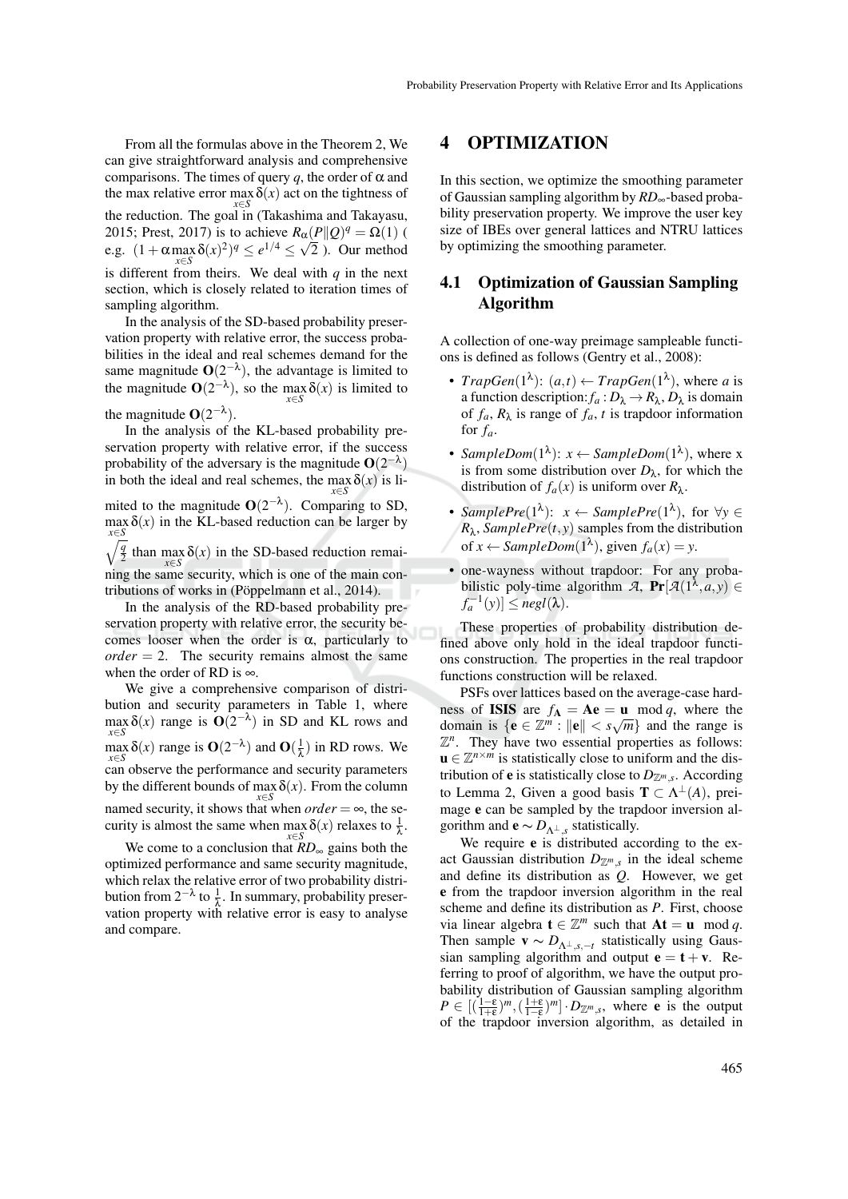From all the formulas above in the Theorem 2, We can give straightforward analysis and comprehensive comparisons. The times of query $q$, the order of $\alpha$ and the max relative error $\max_{x\in S}\delta(x)$ act on the tightness of the reduction. The goal in (Takashima and Takayasu, 2015; Prest, 2017) is to achieve $R_\alpha(P\|Q)^q = \Omega(1)$ ( e.g. $(1+\alpha\max_{x\in S}\delta(x)^2)^q \leq e^{1/4} \leq \sqrt{2}$ ). Our method is different from theirs. We deal with $q$ in the next section, which is closely related to iteration times of sampling algorithm.

In the analysis of the SD-based probability preservation property with relative error, the success probabilities in the ideal and real schemes demand for the same magnitude $\mathbf{O}(2^{-\lambda})$, the advantage is limited to the magnitude $\mathbf{O}(2^{-\lambda})$, so the $\max_{x\in S}\delta(x)$ is limited to the magnitude $\mathbf{O}(2^{-\lambda})$.

In the analysis of the KL-based probability preservation property with relative error, if the success probability of the adversary is the magnitude $\mathbf{O}(2^{-\lambda})$ in both the ideal and real schemes, the $\max_{x\in S}\delta(x)$ is limited to the magnitude $\mathbf{O}(2^{-\lambda})$. Comparing to SD, $\max_{x\in S}\delta(x)$ in the KL-based reduction can be larger by $\sqrt{\frac{q}{2}}$ than $\max_{x\in S}\delta(x)$ in the SD-based reduction remaining the same security, which is one of the main contributions of works in (Pöppelmann et al., 2014).

In the analysis of the RD-based probability preservation property with relative error, the security becomes looser when the order is $\alpha$, particularly to $order = 2$. The security remains almost the same when the order of RD is $\infty$.

We give a comprehensive comparison of distribution and security parameters in Table 1, where $\max_{x\in S}\delta(x)$ range is $\mathbf{O}(2^{-\lambda})$ in SD and KL rows and $\max_{x\in S}\delta(x)$ range is $\mathbf{O}(2^{-\lambda})$ and $\mathbf{O}(\frac{1}{\lambda})$ in RD rows. We can observe the performance and security parameters by the different bounds of $\max_{x\in S}\delta(x)$. From the column named security, it shows that when $order = \infty$, the security is almost the same when $\max_{x\in S}\delta(x)$ relaxes to $\frac{1}{\lambda}$.

We come to a conclusion that $RD_\infty$ gains both the optimized performance and same security magnitude, which relax the relative error of two probability distribution from $2^{-\lambda}$ to $\frac{1}{\lambda}$. In summary, probability preservation property with relative error is easy to analyse and compare.

# 4 OPTIMIZATION

In this section, we optimize the smoothing parameter of Gaussian sampling algorithm by $RD_\infty$-based probability preservation property. We improve the user key size of IBEs over general lattices and NTRU lattices by optimizing the smoothing parameter.

## 4.1 Optimization of Gaussian Sampling Algorithm

A collection of one-way preimage sampleable functions is defined as follows (Gentry et al., 2008):

- $TrapGen(1^\lambda)$: $(a,t) \leftarrow TrapGen(1^\lambda)$, where $a$ is a function description: $f_a : D_\lambda \rightarrow R_\lambda$, $D_\lambda$ is domain of $f_a$, $R_\lambda$ is range of $f_a$, $t$ is trapdoor information for $f_a$.
- $SampleDom(1^\lambda)$: $x \leftarrow SampleDom(1^\lambda)$, where x is from some distribution over $D_\lambda$, for which the distribution of $f_a(x)$ is uniform over $R_\lambda$.
- $SamplePre(1^\lambda)$: $x \leftarrow SamplePre(1^\lambda)$, for $\forall y \in R_\lambda$, $SamplePre(t,y)$ samples from the distribution of $x \leftarrow SampleDom(1^\lambda)$, given $f_a(x) = y$.
- one-wayness without trapdoor: For any probabilistic poly-time algorithm $\mathcal{A}$, $\mathbf{Pr}[\mathcal{A}(1^\lambda, a, y) \in f_a^{-1}(y)] \leq negl(\lambda)$.

These properties of probability distribution defined above only hold in the ideal trapdoor functions construction. The properties in the real trapdoor functions construction will be relaxed.

PSFs over lattices based on the average-case hardness of **ISIS** are $f_{\mathbf{A}} = \mathbf{Ae} = \mathbf{u} \mod q$, where the domain is $\{\mathbf{e} \in \mathbb{Z}^m : \|\mathbf{e}\| < s\sqrt{m}\}$ and the range is $\mathbb{Z}^n$. They have two essential properties as follows: $\mathbf{u} \in \mathbb{Z}^{n\times m}$ is statistically close to uniform and the distribution of $\mathbf{e}$ is statistically close to $D_{\mathbb{Z}^m,s}$. According to Lemma 2, Given a good basis $\mathbf{T} \subset \Lambda^\perp(A)$, preimage $\mathbf{e}$ can be sampled by the trapdoor inversion algorithm and $\mathbf{e} \sim D_{\Lambda^\perp,s}$ statistically.

We require $\mathbf{e}$ is distributed according to the exact Gaussian distribution $D_{\mathbb{Z}^m,s}$ in the ideal scheme and define its distribution as $Q$. However, we get $\mathbf{e}$ from the trapdoor inversion algorithm in the real scheme and define its distribution as $P$. First, choose via linear algebra $\mathbf{t} \in \mathbb{Z}^m$ such that $\mathbf{At} = \mathbf{u} \mod q$. Then sample $\mathbf{v} \sim D_{\Lambda^\perp,s,-t}$ statistically using Gaussian sampling algorithm and output $\mathbf{e} = \mathbf{t} + \mathbf{v}$. Referring to proof of algorithm, we have the output probability distribution of Gaussian sampling algorithm $P \in [(\frac{1-\varepsilon}{1+\varepsilon})^m, (\frac{1+\varepsilon}{1-\varepsilon})^m] \cdot D_{\mathbb{Z}^m,s}$, where $\mathbf{e}$ is the output of the trapdoor inversion algorithm, as detailed in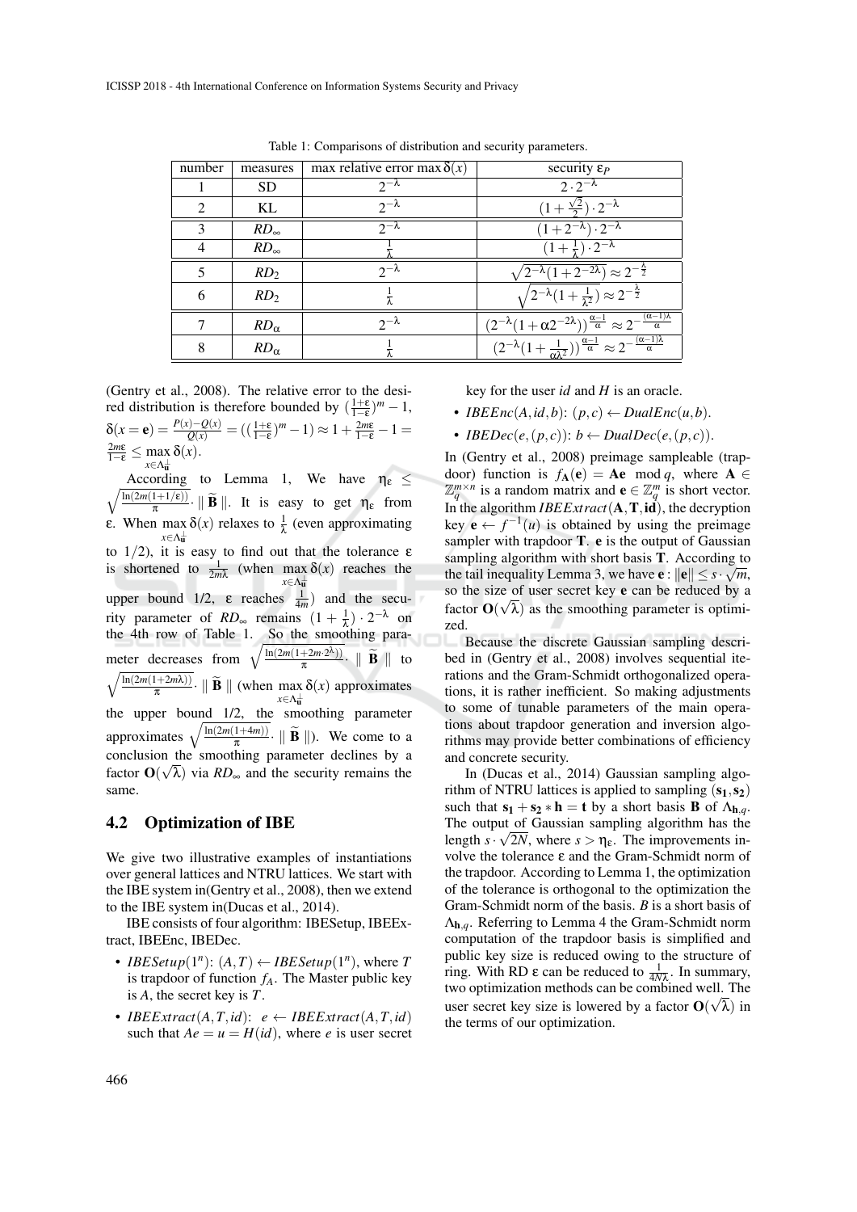Table 1: Comparisons of distribution and security parameters.

| number | measures | max relative error $\max \delta(x)$ | security $\varepsilon_P$ |
|---|---|---|---|
| 1 | SD | $2^{-\lambda}$ | $2 \cdot 2^{-\lambda}$ |
| 2 | KL | $2^{-\lambda}$ | $(1+\frac{\sqrt{2}}{2}) \cdot 2^{-\lambda}$ |
| 3 | $RD_\infty$ | $2^{-\lambda}$ | $(1+2^{-\lambda}) \cdot 2^{-\lambda}$ |
| 4 | $RD_\infty$ | $\frac{1}{\lambda}$ | $(1+\frac{1}{\lambda}) \cdot 2^{-\lambda}$ |
| 5 | $RD_2$ | $2^{-\lambda}$ | $\sqrt{2^{-\lambda}(1+2^{-2\lambda})} \approx 2^{-\frac{\lambda}{2}}$ |
| 6 | $RD_2$ | $\frac{1}{\lambda}$ | $\sqrt{2^{-\lambda}(1+\frac{1}{\lambda^2})} \approx 2^{-\frac{\lambda}{2}}$ |
| 7 | $RD_\alpha$ | $2^{-\lambda}$ | $(2^{-\lambda}(1+\alpha 2^{-2\lambda}))^{\frac{\alpha-1}{\alpha}} \approx 2^{-\frac{(\alpha-1)\lambda}{\alpha}}$ |
| 8 | $RD_\alpha$ | $\frac{1}{\lambda}$ | $(2^{-\lambda}(1+\frac{1}{\alpha\lambda^2}))^{\frac{\alpha-1}{\alpha}} \approx 2^{-\frac{(\alpha-1)\lambda}{\alpha}}$ |

(Gentry et al., 2008). The relative error to the desired distribution is therefore bounded by $(\frac{1+\varepsilon}{1-\varepsilon})^m - 1$, $\delta(x=\mathbf{e}) = \frac{P(x)-Q(x)}{Q(x)} = ((\frac{1+\varepsilon}{1-\varepsilon})^m - 1) \approx 1 + \frac{2m\varepsilon}{1-\varepsilon} - 1 = \frac{2m\varepsilon}{1-\varepsilon} \leq \max_{x \in \Lambda_{\mathbf{u}}^{\perp}} \delta(x)$.

According to Lemma 1, We have $\eta_\varepsilon \leq \sqrt{\frac{\ln(2m(1+1/\varepsilon))}{\pi}} \cdot \parallel \widetilde{\mathbf{B}} \parallel$. It is easy to get $\eta_\varepsilon$ from $\varepsilon$. When $\max_{x \in \Lambda_{\mathbf{u}}^{\perp}} \delta(x)$ relaxes to $\frac{1}{\lambda}$ (even approximating to 1/2), it is easy to find out that the tolerance $\varepsilon$ is shortened to $\frac{1}{2m\lambda}$ (when $\max_{x \in \Lambda_{\mathbf{u}}^{\perp}} \delta(x)$ reaches the upper bound 1/2, $\varepsilon$ reaches $\frac{1}{4m}$) and the security parameter of $RD_\infty$ remains $(1+\frac{1}{\lambda}) \cdot 2^{-\lambda}$ on the 4th row of Table 1. So the smoothing parameter decreases from $\sqrt{\frac{\ln(2m(1+2m \cdot 2^{\lambda}))}{\pi}} \cdot \parallel \widetilde{\mathbf{B}} \parallel$ to $\sqrt{\frac{\ln(2m(1+2m\lambda))}{\pi}} \cdot \parallel \widetilde{\mathbf{B}} \parallel$ (when $\max_{x \in \Lambda_{\mathbf{u}}^{\perp}} \delta(x)$ approximates the upper bound 1/2, the smoothing parameter approximates $\sqrt{\frac{\ln(2m(1+4m))}{\pi}} \cdot \parallel \widetilde{\mathbf{B}} \parallel$). We come to a conclusion the smoothing parameter declines by a factor $\mathbf{O}(\sqrt{\lambda})$ via $RD_\infty$ and the security remains the same.

## 4.2 Optimization of IBE

We give two illustrative examples of instantiations over general lattices and NTRU lattices. We start with the IBE system in(Gentry et al., 2008), then we extend to the IBE system in(Ducas et al., 2014).

IBE consists of four algorithm: IBESetup, IBEExtract, IBEEnc, IBEDec.

- *IBESetup*$(1^n)$: $(A,T) \leftarrow IBESetup(1^n)$, where $T$ is trapdoor of function $f_A$. The Master public key is $A$, the secret key is $T$.
- *IBEExtract*$(A,T,id)$: $e \leftarrow IBEExtract(A,T,id)$ such that $Ae = u = H(id)$, where $e$ is user secret key for the user $id$ and $H$ is an oracle.
- *IBEEnc*$(A,id,b)$: $(p,c) \leftarrow DualEnc(u,b)$.
- *IBEDec*$(e,(p,c))$: $b \leftarrow DualDec(e,(p,c))$.

In (Gentry et al., 2008) preimage sampleable (trapdoor) function is $f_{\mathbf{A}}(\mathbf{e}) = \mathbf{A}\mathbf{e} \mod q$, where $\mathbf{A} \in \mathbb{Z}_q^{m \times n}$ is a random matrix and $\mathbf{e} \in \mathbb{Z}_q^m$ is short vector. In the algorithm $IBEExtract(\mathbf{A},\mathbf{T},\mathbf{id})$, the decryption key $\mathbf{e} \leftarrow f^{-1}(u)$ is obtained by using the preimage sampler with trapdoor $\mathbf{T}$. $\mathbf{e}$ is the output of Gaussian sampling algorithm with short basis $\mathbf{T}$. According to the tail inequality Lemma 3, we have $\mathbf{e} : \|\mathbf{e}\| \leq s \cdot \sqrt{m}$, so the size of user secret key $\mathbf{e}$ can be reduced by a factor $\mathbf{O}(\sqrt{\lambda})$ as the smoothing parameter is optimized.

Because the discrete Gaussian sampling described in (Gentry et al., 2008) involves sequential iterations and the Gram-Schmidt orthogonalized operations, it is rather inefficient. So making adjustments to some of tunable parameters of the main operations about trapdoor generation and inversion algorithms may provide better combinations of efficiency and concrete security.

In (Ducas et al., 2014) Gaussian sampling algorithm of NTRU lattices is applied to sampling $(\mathbf{s_1},\mathbf{s_2})$ such that $\mathbf{s_1} + \mathbf{s_2} * \mathbf{h} = \mathbf{t}$ by a short basis $\mathbf{B}$ of $\Lambda_{\mathbf{h},q}$. The output of Gaussian sampling algorithm has the length $s \cdot \sqrt{2N}$, where $s > \eta_\varepsilon$. The improvements involve the tolerance $\varepsilon$ and the Gram-Schmidt norm of the trapdoor. According to Lemma 1, the optimization of the tolerance is orthogonal to the optimization the Gram-Schmidt norm of the basis. $B$ is a short basis of $\Lambda_{\mathbf{h},q}$. Referring to Lemma 4 the Gram-Schmidt norm computation of the trapdoor basis is simplified and public key size is reduced owing to the structure of ring. With RD $\varepsilon$ can be reduced to $\frac{1}{4N\lambda}$. In summary, two optimization methods can be combined well. The user secret key size is lowered by a factor $\mathbf{O}(\sqrt{\lambda})$ in the terms of our optimization.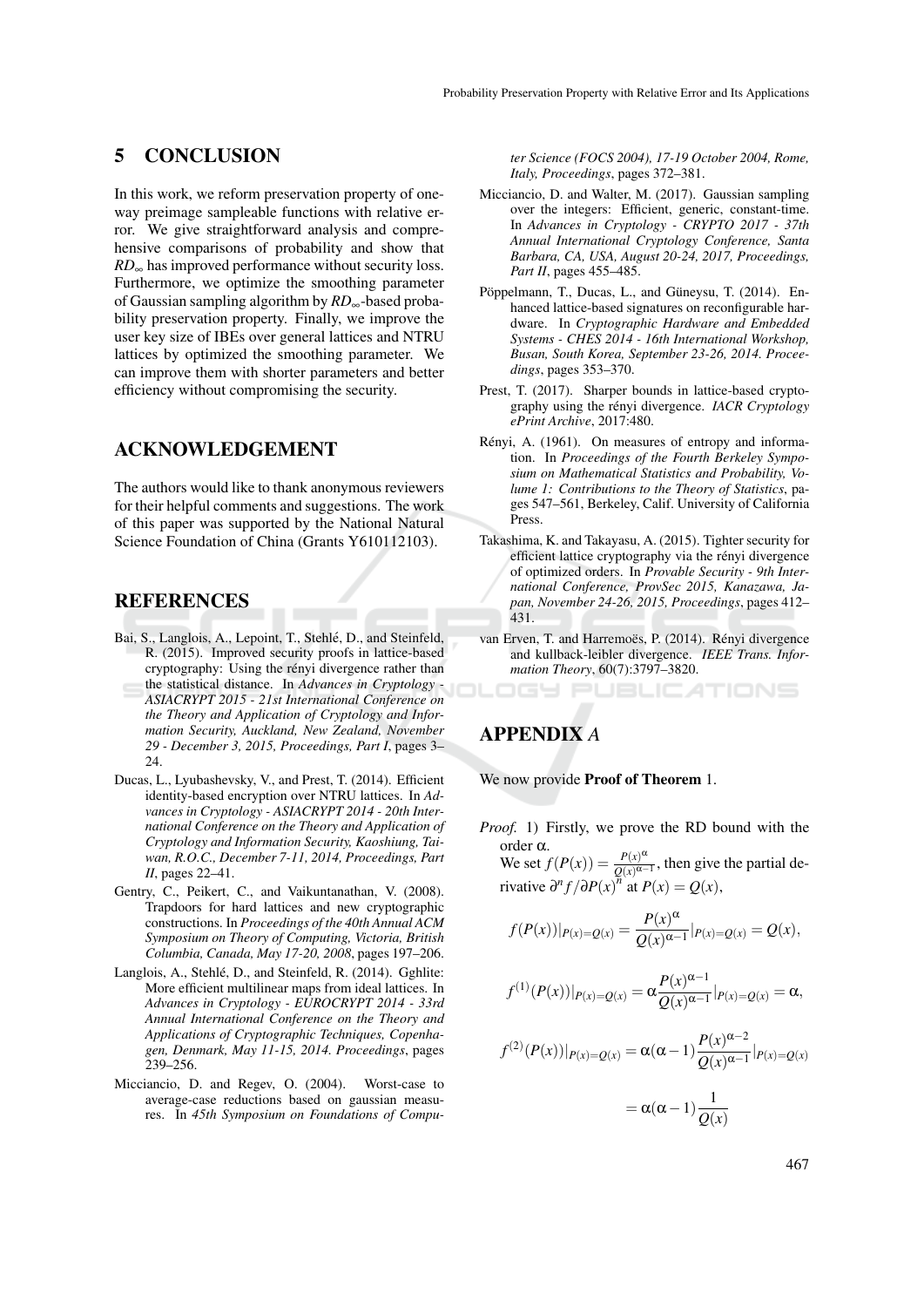## 5 CONCLUSION

In this work, we reform preservation property of one-way preimage sampleable functions with relative error. We give straightforward analysis and comprehensive comparisons of probability and show that $RD_\infty$ has improved performance without security loss. Furthermore, we optimize the smoothing parameter of Gaussian sampling algorithm by $RD_\infty$-based probability preservation property. Finally, we improve the user key size of IBEs over general lattices and NTRU lattices by optimized the smoothing parameter. We can improve them with shorter parameters and better efficiency without compromising the security.

## ACKNOWLEDGEMENT

The authors would like to thank anonymous reviewers for their helpful comments and suggestions. The work of this paper was supported by the National Natural Science Foundation of China (Grants Y610112103).

## REFERENCES

Bai, S., Langlois, A., Lepoint, T., Stehlé, D., and Steinfeld, R. (2015). Improved security proofs in lattice-based cryptography: Using the rényi divergence rather than the statistical distance. In *Advances in Cryptology - ASIACRYPT 2015 - 21st International Conference on the Theory and Application of Cryptology and Information Security, Auckland, New Zealand, November 29 - December 3, 2015, Proceedings, Part I*, pages 3–24.

Ducas, L., Lyubashevsky, V., and Prest, T. (2014). Efficient identity-based encryption over NTRU lattices. In *Advances in Cryptology - ASIACRYPT 2014 - 20th International Conference on the Theory and Application of Cryptology and Information Security, Kaoshiung, Taiwan, R.O.C., December 7-11, 2014, Proceedings, Part II*, pages 22–41.

Gentry, C., Peikert, C., and Vaikuntanathan, V. (2008). Trapdoors for hard lattices and new cryptographic constructions. In *Proceedings of the 40th Annual ACM Symposium on Theory of Computing, Victoria, British Columbia, Canada, May 17-20, 2008*, pages 197–206.

Langlois, A., Stehlé, D., and Steinfeld, R. (2014). Gghlite: More efficient multilinear maps from ideal lattices. In *Advances in Cryptology - EUROCRYPT 2014 - 33rd Annual International Conference on the Theory and Applications of Cryptographic Techniques, Copenhagen, Denmark, May 11-15, 2014. Proceedings*, pages 239–256.

Micciancio, D. and Regev, O. (2004). Worst-case to average-case reductions based on gaussian measures. In *45th Symposium on Foundations of Computer Science (FOCS 2004), 17-19 October 2004, Rome, Italy, Proceedings*, pages 372–381.

Micciancio, D. and Walter, M. (2017). Gaussian sampling over the integers: Efficient, generic, constant-time. In *Advances in Cryptology - CRYPTO 2017 - 37th Annual International Cryptology Conference, Santa Barbara, CA, USA, August 20-24, 2017, Proceedings, Part II*, pages 455–485.

Pöppelmann, T., Ducas, L., and Güneysu, T. (2014). Enhanced lattice-based signatures on reconfigurable hardware. In *Cryptographic Hardware and Embedded Systems - CHES 2014 - 16th International Workshop, Busan, South Korea, September 23-26, 2014. Proceedings*, pages 353–370.

Prest, T. (2017). Sharper bounds in lattice-based cryptography using the rényi divergence. *IACR Cryptology ePrint Archive*, 2017:480.

Rényi, A. (1961). On measures of entropy and information. In *Proceedings of the Fourth Berkeley Symposium on Mathematical Statistics and Probability, Volume 1: Contributions to the Theory of Statistics*, pages 547–561, Berkeley, Calif. University of California Press.

Takashima, K. and Takayasu, A. (2015). Tighter security for efficient lattice cryptography via the rényi divergence of optimized orders. In *Provable Security - 9th International Conference, ProvSec 2015, Kanazawa, Japan, November 24-26, 2015, Proceedings*, pages 412–431.

van Erven, T. and Harremoës, P. (2014). Rényi divergence and kullback-leibler divergence. *IEEE Trans. Information Theory*, 60(7):3797–3820.

## APPENDIX *A*

We now provide **Proof of Theorem** 1.

*Proof.* 1) Firstly, we prove the RD bound with the order $\alpha$.

We set $f(P(x)) = \frac{P(x)^\alpha}{Q(x)^{\alpha-1}}$, then give the partial derivative $\partial^n f / \partial P(x)^n$ at $P(x) = Q(x)$,

$$f(P(x))|_{P(x)=Q(x)} = \frac{P(x)^\alpha}{Q(x)^{\alpha-1}}|_{P(x)=Q(x)} = Q(x),$$

$$f^{(1)}(P(x))|_{P(x)=Q(x)} = \alpha \frac{P(x)^{\alpha-1}}{Q(x)^{\alpha-1}}|_{P(x)=Q(x)} = \alpha,$$

$$f^{(2)}(P(x))|_{P(x)=Q(x)} = \alpha(\alpha-1)\frac{P(x)^{\alpha-2}}{Q(x)^{\alpha-1}}|_{P(x)=Q(x)}$$

$$= \alpha(\alpha-1)\frac{1}{Q(x)}$$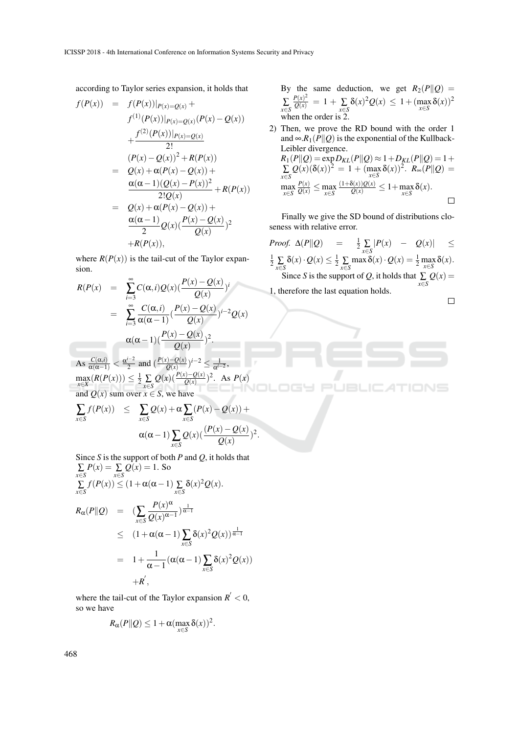according to Taylor series expansion, it holds that

$$
\begin{aligned}
f(P(x)) &= f(P(x))|_{P(x)=Q(x)} + \\
&\quad f^{(1)}(P(x))|_{P(x)=Q(x)}(P(x)-Q(x)) \\
&\quad + \frac{f^{(2)}(P(x))|_{P(x)=Q(x)}}{2!} \\
&\quad (P(x)-Q(x))^2 + R(P(x)) \\
&= Q(x) + \alpha(P(x)-Q(x)) + \\
&\quad \frac{\alpha(\alpha-1)(Q(x)-P(x))^2}{2!Q(x)} + R(P(x)) \\
&= Q(x) + \alpha(P(x)-Q(x)) + \\
&\quad \frac{\alpha(\alpha-1)}{2} Q(x)(\frac{P(x)-Q(x)}{Q(x)})^2 \\
&\quad + R(P(x)),
\end{aligned}
$$

where $R(P(x))$ is the tail-cut of the Taylor expansion.

$$
\begin{aligned}
R(P(x) &= \sum_{i=3}^{\infty} C(\alpha,i) Q(x) (\frac{P(x)-Q(x)}{Q(x)})^i \\
&= \sum_{i=3}^{\infty} \frac{C(\alpha,i)}{\alpha(\alpha-1)} (\frac{P(x)-Q(x)}{Q(x)})^{i-2} Q(x) \\
&\quad \alpha(\alpha-1)(\frac{P(x)-Q(x)}{Q(x)})^2.
\end{aligned}
$$

As $\frac{C(\alpha,i)}{\alpha(\alpha-1)} < \frac{\alpha^{i-2}}{2}$ and $(\frac{P(x)-Q(x)}{Q(x)})^{i-2} \leq \frac{1}{\alpha^{i-2}}$, $\max_{x \in X}(R(P(x))) \leq \frac{1}{2} \sum_{x \in S} Q(x)(\frac{P(x)-Q(x)}{Q(x)})^2$. As $P(x)$ and $Q(x)$ sum over $x \in S$, we have

$$
\begin{aligned}
\sum_{x \in S} f(P(x)) &\leq \sum_{x \in S} Q(x) + \alpha \sum_{x \in S}(P(x)-Q(x)) + \\
&\quad \alpha(\alpha-1) \sum_{x \in S} Q(x)(\frac{(P(x)-Q(x)}{Q(x)})^2.
\end{aligned}
$$

Since $S$ is the support of both $P$ and $Q$, it holds that $\sum_{x \in S} P(x) = \sum_{x \in S} Q(x) = 1$. So $\sum_{x \in S} f(P(x)) \leq (1 + \alpha(\alpha-1) \sum_{x \in S} \delta(x)^2 Q(x)$.

$$
\begin{aligned}
R_\alpha(P\|Q) &= (\sum_{x \in S} \frac{P(x)^\alpha}{Q(x)^{\alpha-1}})^{\frac{1}{\alpha-1}} \\
&\leq (1 + \alpha(\alpha-1) \sum_{x \in S} \delta(x)^2 Q(x))^{\frac{1}{\alpha-1}} \\
&= 1 + \frac{1}{\alpha-1}(\alpha(\alpha-1) \sum_{x \in S} \delta(x)^2 Q(x)) \\
&\quad + R',
\end{aligned}
$$

where the tail-cut of the Taylor expansion $R' < 0$, so we have

$$
R_\alpha(P\|Q) \leq 1 + \alpha(\max_{x \in S} \delta(x))^2.
$$

By the same deduction, we get $R_2(P\|Q) = \sum_{x \in S} \frac{P(x)^2}{Q(x)} = 1 + \sum_{x \in S} \delta(x)^2 Q(x) \leq 1 + (\max_{x \in S} \delta(x))^2$ when the order is 2.

2) Then, we prove the RD bound with the order 1 and $\infty$.$R_1(P\|Q)$ is the exponential of the Kullback-Leibler divergence.
$R_1(P\|Q) = \exp D_{KL}(P\|Q) \approx 1 + D_{KL}(P\|Q) = 1 + \sum_{x \in S} Q(x)(\delta(x))^2 = 1 + (\max_{x \in S} \delta(x))^2$. $R_\infty(P\|Q) = \max_{x \in S} \frac{P(x)}{Q(x)} \leq \max_{x \in S} \frac{(1+\delta(x))Q(x)}{Q(x)} \leq 1 + \max_{x \in S} \delta(x)$.

□

Finally we give the SD bound of distributions closeness with relative error.

*Proof.* $\Delta(P\|Q) = \frac{1}{2} \sum_{x \in S} |P(x) - Q(x)| \leq \frac{1}{2} \sum_{x \in S} \delta(x) \cdot Q(x) \leq \frac{1}{2} \sum_{x \in S} \max \delta(x) \cdot Q(x) = \frac{1}{2} \max_{x \in S} \delta(x)$.

Since $S$ is the support of $Q$, it holds that $\sum_{x \in S} Q(x) = 1$, therefore the last equation holds.

□